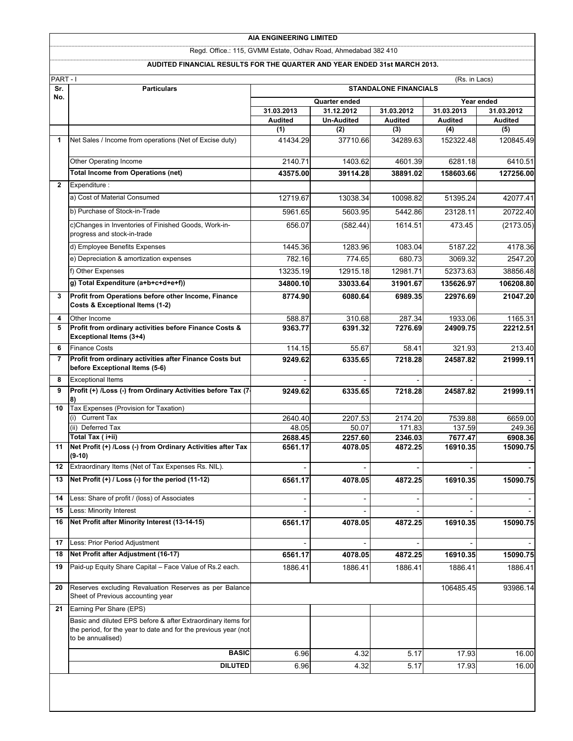# AIA ENGINEERING LIMITED

Regd. Office.: 115, GVMM Estate, Odhav Road, Ahmedabad 382 410

## AUDITED FINANCIAL RESULTS FOR THE QUARTER AND YEAR ENDED 31st MARCH 2013.

PART - I (Rs. in Lacs)

| Sr. No. | Particulars | STANDALONE FINANCIALS | | | | |
|---|---|---|---|---|---|---|
| | | Quarter ended | | | Year ended | |
| | | 31.03.2013 | 31.12.2012 | 31.03.2012 | 31.03.2013 | 31.03.2012 |
| | | Audited | Un-Audited | Audited | Audited | Audited |
| | | (1) | (2) | (3) | (4) | (5) |
| 1 | Net Sales / Income from operations (Net of Excise duty) | 41434.29 | 37710.66 | 34289.63 | 152322.48 | 120845.49 |
| | Other Operating Income | 2140.71 | 1403.62 | 4601.39 | 6281.18 | 6410.51 |
| | **Total Income from Operations (net)** | **43575.00** | **39114.28** | **38891.02** | **158603.66** | **127256.00** |
| 2 | Expenditure : | | | | | |
| | a) Cost of Material Consumed | 12719.67 | 13038.34 | 10098.82 | 51395.24 | 42077.41 |
| | b) Purchase of Stock-in-Trade | 5961.65 | 5603.95 | 5442.86 | 23128.11 | 20722.40 |
| | c)Changes in Inventories of Finished Goods, Work-in-progress and stock-in-trade | 656.07 | (582.44) | 1614.51 | 473.45 | (2173.05) |
| | d) Employee Benefits Expenses | 1445.36 | 1283.96 | 1083.04 | 5187.22 | 4178.36 |
| | e) Depreciation & amortization expenses | 782.16 | 774.65 | 680.73 | 3069.32 | 2547.20 |
| | f) Other Expenses | 13235.19 | 12915.18 | 12981.71 | 52373.63 | 38856.48 |
| | **g) Total Expenditure (a+b+c+d+e+f))** | **34800.10** | **33033.64** | **31901.67** | **135626.97** | **106208.80** |
| 3 | **Profit from Operations before other Income, Finance Costs & Exceptional Items (1-2)** | **8774.90** | **6080.64** | **6989.35** | **22976.69** | **21047.20** |
| 4 | Other Income | 588.87 | 310.68 | 287.34 | 1933.06 | 1165.31 |
| 5 | **Profit from ordinary activities before Finance Costs & Exceptional Items (3+4)** | **9363.77** | **6391.32** | **7276.69** | **24909.75** | **22212.51** |
| 6 | Finance Costs | 114.15 | 55.67 | 58.41 | 321.93 | 213.40 |
| 7 | **Profit from ordinary activities after Finance Costs but before Exceptional Items (5-6)** | **9249.62** | **6335.65** | **7218.28** | **24587.82** | **21999.11** |
| 8 | Exceptional Items | - | - | - | - | - |
| 9 | **Profit (+) /Loss (-) from Ordinary Activities before Tax (7-8)** | **9249.62** | **6335.65** | **7218.28** | **24587.82** | **21999.11** |
| 10 | Tax Expenses (Provision for Taxation) | | | | | |
| | (i) Current Tax | 2640.40 | 2207.53 | 2174.20 | 7539.88 | 6659.00 |
| | (ii) Deferred Tax | 48.05 | 50.07 | 171.83 | 137.59 | 249.36 |
| | **Total Tax ( i+ii)** | **2688.45** | **2257.60** | **2346.03** | **7677.47** | **6908.36** |
| 11 | **Net Profit (+) /Loss (-) from Ordinary Activities after Tax (9-10)** | **6561.17** | **4078.05** | **4872.25** | **16910.35** | **15090.75** |
| 12 | Extraordinary Items (Net of Tax Expenses Rs. NIL). | - | - | - | - | - |
| 13 | **Net Profit (+) / Loss (-) for the period (11-12)** | **6561.17** | **4078.05** | **4872.25** | **16910.35** | **15090.75** |
| 14 | Less: Share of profit / (loss) of Associates | - | - | - | - | - |
| 15 | Less: Minority Interest | - | - | - | - | - |
| 16 | **Net Profit after Minority Interest (13-14-15)** | **6561.17** | **4078.05** | **4872.25** | **16910.35** | **15090.75** |
| 17 | Less: Prior Period Adjustment | - | - | - | - | - |
| 18 | **Net Profit after Adjustment (16-17)** | **6561.17** | **4078.05** | **4872.25** | **16910.35** | **15090.75** |
| 19 | Paid-up Equity Share Capital – Face Value of Rs.2 each. | 1886.41 | 1886.41 | 1886.41 | 1886.41 | 1886.41 |
| 20 | Reserves excluding Revaluation Reserves as per Balance Sheet of Previous accounting year | | | | 106485.45 | 93986.14 |
| 21 | Earning Per Share (EPS) | | | | | |
| | Basic and diluted EPS before & after Extraordinary items for the period, for the year to date and for the previous year (not to be annualised) | | | | | |
| | **BASIC** | 6.96 | 4.32 | 5.17 | 17.93 | 16.00 |
| | **DILUTED** | 6.96 | 4.32 | 5.17 | 17.93 | 16.00 |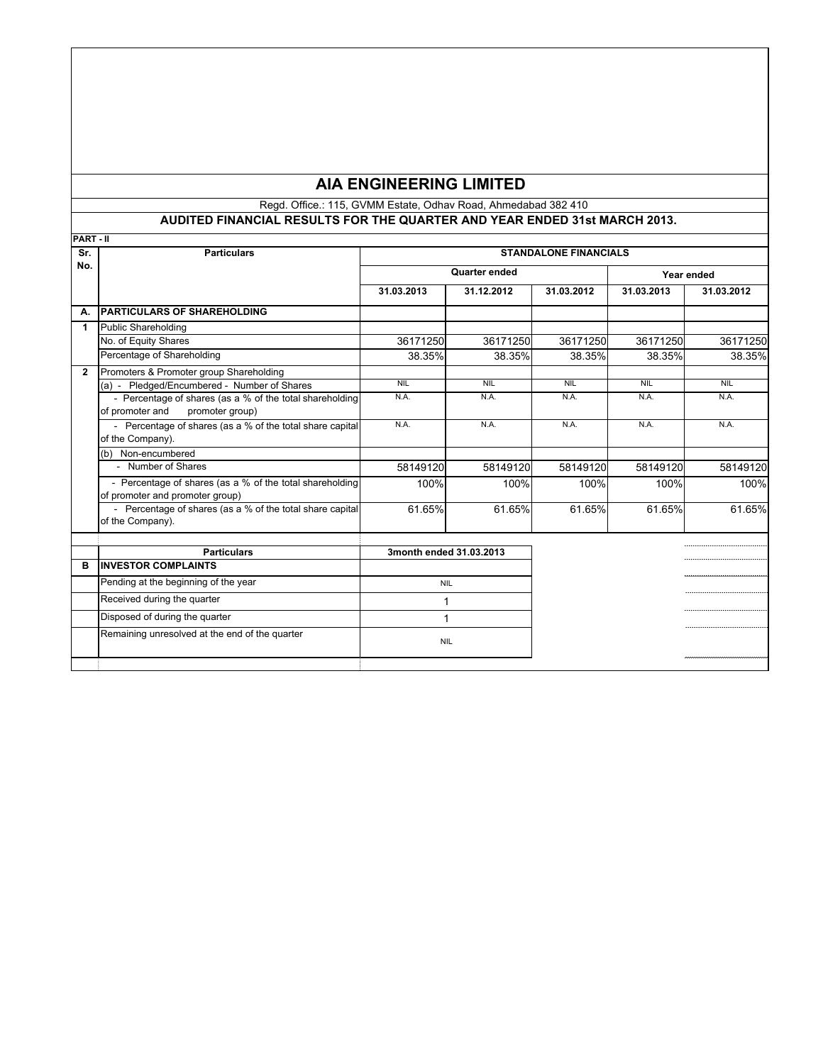# AIA ENGINEERING LIMITED

Regd. Office.: 115, GVMM Estate, Odhav Road, Ahmedabad 382 410

## AUDITED FINANCIAL RESULTS FOR THE QUARTER AND YEAR ENDED 31st MARCH 2013.

**PART - II**

| Sr. No. | Particulars | STANDALONE FINANCIALS | | | | |
|---|---|---|---|---|---|---|
| | | Quarter ended | | | Year ended | |
| | | 31.03.2013 | 31.12.2012 | 31.03.2012 | 31.03.2013 | 31.03.2012 |
| **A.** | **PARTICULARS OF SHAREHOLDING** | | | | | |
| 1 | Public Shareholding | | | | | |
| | No. of Equity Shares | 36171250 | 36171250 | 36171250 | 36171250 | 36171250 |
| | Percentage of Shareholding | 38.35% | 38.35% | 38.35% | 38.35% | 38.35% |
| 2 | Promoters & Promoter group Shareholding | | | | | |
| | (a) - Pledged/Encumbered - Number of Shares | NIL | NIL | NIL | NIL | NIL |
| | - Percentage of shares (as a % of the total shareholding of promoter and promoter group) | N.A. | N.A. | N.A. | N.A. | N.A. |
| | - Percentage of shares (as a % of the total share capital of the Company). | N.A. | N.A. | N.A. | N.A. | N.A. |
| | (b) Non-encumbered | | | | | |
| | - Number of Shares | 58149120 | 58149120 | 58149120 | 58149120 | 58149120 |
| | - Percentage of shares (as a % of the total shareholding of promoter and promoter group) | 100% | 100% | 100% | 100% | 100% |
| | - Percentage of shares (as a % of the total share capital of the Company). | 61.65% | 61.65% | 61.65% | 61.65% | 61.65% |

| | Particulars | 3month ended 31.03.2013 |
|---|---|---|
| **B** | **INVESTOR COMPLAINTS** | |
| | Pending at the beginning of the year | NIL |
| | Received during the quarter | 1 |
| | Disposed of during the quarter | 1 |
| | Remaining unresolved at the end of the quarter | NIL |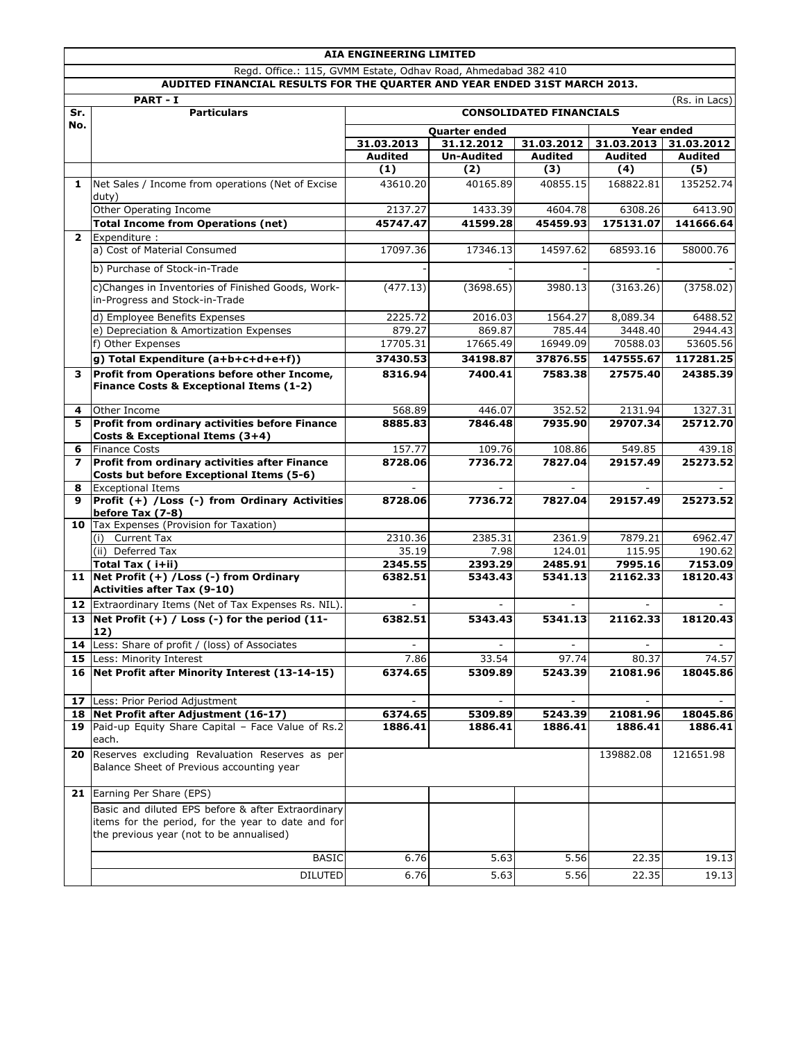# AIA ENGINEERING LIMITED

Regd. Office.: 115, GVMM Estate, Odhav Road, Ahmedabad 382 410

## AUDITED FINANCIAL RESULTS FOR THE QUARTER AND YEAR ENDED 31ST MARCH 2013.

**PART - I** (Rs. in Lacs)

| Sr. No. | Particulars | CONSOLIDATED FINANCIALS | | | | |
|---|---|---|---|---|---|---|
| | | Quarter ended | | | Year ended | |
| | | 31.03.2013 | 31.12.2012 | 31.03.2012 | 31.03.2013 | 31.03.2012 |
| | | Audited | Un-Audited | Audited | Audited | Audited |
| | | (1) | (2) | (3) | (4) | (5) |
| 1 | Net Sales / Income from operations (Net of Excise duty) | 43610.20 | 40165.89 | 40855.15 | 168822.81 | 135252.74 |
| | Other Operating Income | 2137.27 | 1433.39 | 4604.78 | 6308.26 | 6413.90 |
| | **Total Income from Operations (net)** | **45747.47** | **41599.28** | **45459.93** | **175131.07** | **141666.64** |
| 2 | Expenditure : | | | | | |
| | a) Cost of Material Consumed | 17097.36 | 17346.13 | 14597.62 | 68593.16 | 58000.76 |
| | b) Purchase of Stock-in-Trade | - | - | - | - | - |
| | c)Changes in Inventories of Finished Goods, Work-in-Progress and Stock-in-Trade | (477.13) | (3698.65) | 3980.13 | (3163.26) | (3758.02) |
| | d) Employee Benefits Expenses | 2225.72 | 2016.03 | 1564.27 | 8,089.34 | 6488.52 |
| | e) Depreciation & Amortization Expenses | 879.27 | 869.87 | 785.44 | 3448.40 | 2944.43 |
| | f) Other Expenses | 17705.31 | 17665.49 | 16949.09 | 70588.03 | 53605.56 |
| | **g) Total Expenditure (a+b+c+d+e+f))** | **37430.53** | **34198.87** | **37876.55** | **147555.67** | **117281.25** |
| 3 | **Profit from Operations before other Income, Finance Costs & Exceptional Items (1-2)** | **8316.94** | **7400.41** | **7583.38** | **27575.40** | **24385.39** |
| 4 | Other Income | 568.89 | 446.07 | 352.52 | 2131.94 | 1327.31 |
| 5 | **Profit from ordinary activities before Finance Costs & Exceptional Items (3+4)** | **8885.83** | **7846.48** | **7935.90** | **29707.34** | **25712.70** |
| 6 | Finance Costs | 157.77 | 109.76 | 108.86 | 549.85 | 439.18 |
| 7 | **Profit from ordinary activities after Finance Costs but before Exceptional Items (5-6)** | **8728.06** | **7736.72** | **7827.04** | **29157.49** | **25273.52** |
| 8 | Exceptional Items | - | - | - | - | - |
| 9 | **Profit (+) /Loss (-) from Ordinary Activities before Tax (7-8)** | **8728.06** | **7736.72** | **7827.04** | **29157.49** | **25273.52** |
| 10 | Tax Expenses (Provision for Taxation) | | | | | |
| | (i) Current Tax | 2310.36 | 2385.31 | 2361.9 | 7879.21 | 6962.47 |
| | (ii) Deferred Tax | 35.19 | 7.98 | 124.01 | 115.95 | 190.62 |
| | **Total Tax ( i+ii)** | **2345.55** | **2393.29** | **2485.91** | **7995.16** | **7153.09** |
| 11 | **Net Profit (+) /Loss (-) from Ordinary Activities after Tax (9-10)** | **6382.51** | **5343.43** | **5341.13** | **21162.33** | **18120.43** |
| 12 | Extraordinary Items (Net of Tax Expenses Rs. NIL). | - | - | - | - | - |
| 13 | **Net Profit (+) / Loss (-) for the period (11-12)** | **6382.51** | **5343.43** | **5341.13** | **21162.33** | **18120.43** |
| 14 | Less: Share of profit / (loss) of Associates | - | - | - | - | - |
| 15 | Less: Minority Interest | 7.86 | 33.54 | 97.74 | 80.37 | 74.57 |
| 16 | **Net Profit after Minority Interest (13-14-15)** | **6374.65** | **5309.89** | **5243.39** | **21081.96** | **18045.86** |
| 17 | Less: Prior Period Adjustment | - | - | - | - | - |
| 18 | **Net Profit after Adjustment (16-17)** | **6374.65** | **5309.89** | **5243.39** | **21081.96** | **18045.86** |
| 19 | Paid-up Equity Share Capital – Face Value of Rs.2 each. | **1886.41** | **1886.41** | **1886.41** | **1886.41** | **1886.41** |
| 20 | Reserves excluding Revaluation Reserves as per Balance Sheet of Previous accounting year | | | | 139882.08 | 121651.98 |
| 21 | Earning Per Share (EPS) | | | | | |
| | Basic and diluted EPS before & after Extraordinary items for the period, for the year to date and for the previous year (not to be annualised) | | | | | |
| | BASIC | 6.76 | 5.63 | 5.56 | 22.35 | 19.13 |
| | DILUTED | 6.76 | 5.63 | 5.56 | 22.35 | 19.13 |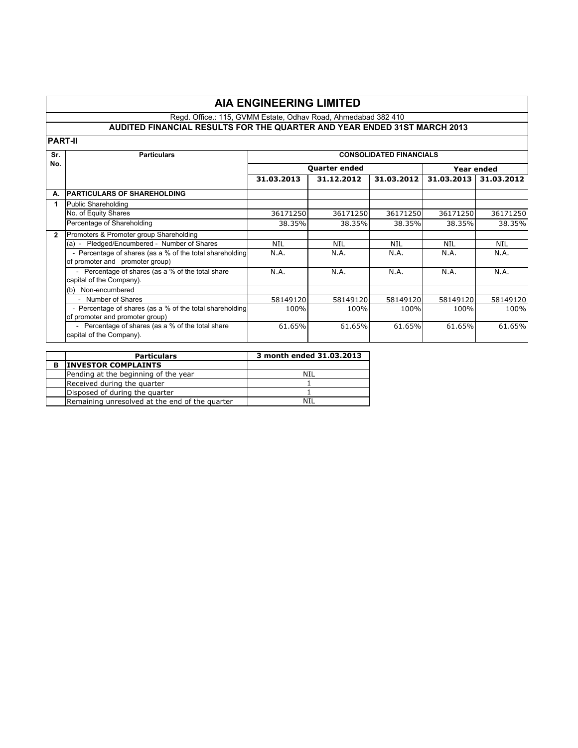# AIA ENGINEERING LIMITED

Regd. Office.: 115, GVMM Estate, Odhav Road, Ahmedabad 382 410

## AUDITED FINANCIAL RESULTS FOR THE QUARTER AND YEAR ENDED 31ST MARCH 2013

**PART-II**

| Sr. No. | Particulars | CONSOLIDATED FINANCIALS | | | | |
|---|---|---|---|---|---|---|
| | | Quarter ended | | | Year ended | |
| | | 31.03.2013 | 31.12.2012 | 31.03.2012 | 31.03.2013 | 31.03.2012 |
| A. | PARTICULARS OF SHAREHOLDING | | | | | |
| 1 | Public Shareholding | | | | | |
| | No. of Equity Shares | 36171250 | 36171250 | 36171250 | 36171250 | 36171250 |
| | Percentage of Shareholding | 38.35% | 38.35% | 38.35% | 38.35% | 38.35% |
| 2 | Promoters & Promoter group Shareholding | | | | | |
| | (a) - Pledged/Encumbered - Number of Shares | NIL | NIL | NIL | NIL | NIL |
| | - Percentage of shares (as a % of the total shareholding of promoter and promoter group) | N.A. | N.A. | N.A. | N.A. | N.A. |
| | - Percentage of shares (as a % of the total share capital of the Company). | N.A. | N.A. | N.A. | N.A. | N.A. |
| | (b) Non-encumbered | | | | | |
| | - Number of Shares | 58149120 | 58149120 | 58149120 | 58149120 | 58149120 |
| | - Percentage of shares (as a % of the total shareholding of promoter and promoter group) | 100% | 100% | 100% | 100% | 100% |
| | - Percentage of shares (as a % of the total share capital of the Company). | 61.65% | 61.65% | 61.65% | 61.65% | 61.65% |

| | Particulars | 3 month ended 31.03.2013 |
|---|---|---|
| B | INVESTOR COMPLAINTS | |
| | Pending at the beginning of the year | NIL |
| | Received during the quarter | 1 |
| | Disposed of during the quarter | 1 |
| | Remaining unresolved at the end of the quarter | NIL |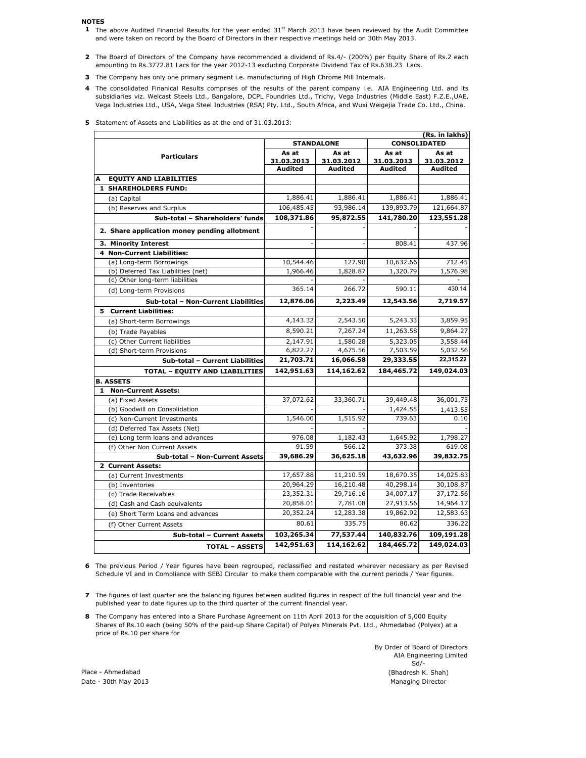**NOTES**

1. The above Audited Financial Results for the year ended 31st March 2013 have been reviewed by the Audit Committee and were taken on record by the Board of Directors in their respective meetings held on 30th May 2013.

2. The Board of Directors of the Company have recommended a dividend of Rs.4/- (200%) per Equity Share of Rs.2 each amounting to Rs.3772.81 Lacs for the year 2012-13 excluding Corporate Dividend Tax of Rs.638.23 Lacs.

3. The Company has only one primary segment i.e. manufacturing of High Chrome Mill Internals.

4. The consolidated Finanical Results comprises of the results of the parent company i.e. AIA Engineering Ltd. and its subsidiaries viz. Welcast Steels Ltd., Bangalore, DCPL Foundries Ltd., Trichy, Vega Industries (Middle East) F.Z.E.,UAE, Vega Industries Ltd., USA, Vega Steel Industries (RSA) Pty. Ltd., South Africa, and Wuxi Weigejia Trade Co. Ltd., China.

5. Statement of Assets and Liabilities as at the end of 31.03.2013:

| | | | | (Rs. in lakhs) |
|---|---|---|---|---|
| | STANDALONE | | CONSOLIDATED | |
| Particulars | As at 31.03.2013 Audited | As at 31.03.2012 Audited | As at 31.03.2013 Audited | As at 31.03.2012 Audited |
| **A EQUITY AND LIABILITIES** | | | | |
| **1 SHAREHOLDERS FUND:** | | | | |
| (a) Capital | 1,886.41 | 1,886.41 | 1,886.41 | 1,886.41 |
| (b) Reserves and Surplus | 106,485.45 | 93,986.14 | 139,893.79 | 121,664.87 |
| **Sub-total – Shareholders' funds** | **108,371.86** | **95,872.55** | **141,780.20** | **123,551.28** |
| **2. Share application money pending allotment** | - | - | - | - |
| **3. Minority Interest** | - | - | 808.41 | 437.96 |
| **4 Non-Current Liabilities:** | | | | |
| (a) Long-term Borrowings | 10,544.46 | 127.90 | 10,632.66 | 712.45 |
| (b) Deferred Tax Liabilities (net) | 1,966.46 | 1,828.87 | 1,320.79 | 1,576.98 |
| (c) Other long-term liabilities | - | - | - | - |
| (d) Long-term Provisions | 365.14 | 266.72 | 590.11 | 430.14 |
| **Sub-total – Non-Current Liabilities** | **12,876.06** | **2,223.49** | **12,543.56** | **2,719.57** |
| **5 Current Liabilities:** | | | | |
| (a) Short-term Borrowings | 4,143.32 | 2,543.50 | 5,243.33 | 3,859.95 |
| (b) Trade Payables | 8,590.21 | 7,267.24 | 11,263.58 | 9,864.27 |
| (c) Other Current liabilities | 2,147.91 | 1,580.28 | 5,323.05 | 3,558.44 |
| (d) Short-term Provisions | 6,822.27 | 4,675.56 | 7,503.59 | 5,032.56 |
| **Sub-total – Current Liabilities** | **21,703.71** | **16,066.58** | **29,333.55** | **22,315.22** |
| **TOTAL – EQUITY AND LIABILITIES** | **142,951.63** | **114,162.62** | **184,465.72** | **149,024.03** |
| **B. ASSETS** | | | | |
| **1 Non-Current Assets:** | | | | |
| (a) Fixed Assets | 37,072.62 | 33,360.71 | 39,449.48 | 36,001.75 |
| (b) Goodwill on Consolidation | - | - | 1,424.55 | 1,413.55 |
| (c) Non-Current Investments | 1,546.00 | 1,515.92 | 739.63 | 0.10 |
| (d) Deferred Tax Assets (Net) | - | - | | - |
| (e) Long term loans and advances | 976.08 | 1,182.43 | 1,645.92 | 1,798.27 |
| (f) Other Non Current Assets | 91.59 | 566.12 | 373.38 | 619.08 |
| **Sub-total – Non-Current Assets** | **39,686.29** | **36,625.18** | **43,632.96** | **39,832.75** |
| **2 Current Assets:** | | | | |
| (a) Current Investments | 17,657.88 | 11,210.59 | 18,670.35 | 14,025.83 |
| (b) Inventories | 20,964.29 | 16,210.48 | 40,298.14 | 30,108.87 |
| (c) Trade Receivables | 23,352.31 | 29,716.16 | 34,007.17 | 37,172.56 |
| (d) Cash and Cash equivalents | 20,858.01 | 7,781.08 | 27,913.56 | 14,964.17 |
| (e) Short Term Loans and advances | 20,352.24 | 12,283.38 | 19,862.92 | 12,583.63 |
| (f) Other Current Assets | 80.61 | 335.75 | 80.62 | 336.22 |
| **Sub-total – Current Assets** | **103,265.34** | **77,537.44** | **140,832.76** | **109,191.28** |
| **TOTAL – ASSETS** | **142,951.63** | **114,162.62** | **184,465.72** | **149,024.03** |

6. The previous Period / Year figures have been regrouped, reclassified and restated wherever necessary as per Revised Schedule VI and in Compliance with SEBI Circular to make them comparable with the current periods / Year figures.

7. The figures of last quarter are the balancing figures between audited figures in respect of the full financial year and the published year to date figures up to the third quarter of the current financial year.

8. The Company has entered into a Share Purchase Agreement on 11th April 2013 for the acquisition of 5,000 Equity Shares of Rs.10 each (being 50% of the paid-up Share Capital) of Polyex Minerals Pvt. Ltd., Ahmedabad (Polyex) at a price of Rs.10 per share for

By Order of Board of Directors
AIA Engineering Limited
Sd/-
(Bhadresh K. Shah)
Managing Director

Place - Ahmedabad
Date - 30th May 2013